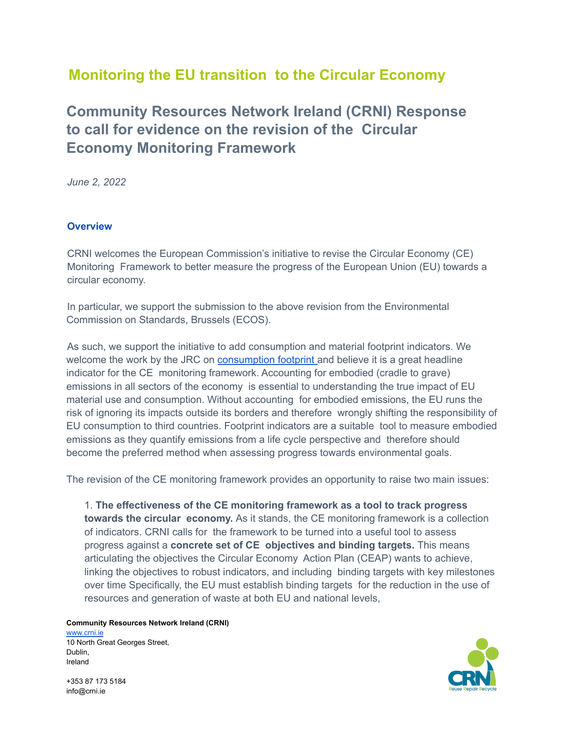# Monitoring the EU transition to the Circular Economy

## Community Resources Network Ireland (CRNI) Response to call for evidence on the revision of the Circular Economy Monitoring Framework

*June 2, 2022*

### Overview

CRNI welcomes the European Commission's initiative to revise the Circular Economy (CE) Monitoring Framework to better measure the progress of the European Union (EU) towards a circular economy.

In particular, we support the submission to the above revision from the Environmental Commission on Standards, Brussels (ECOS).

As such, we support the initiative to add consumption and material footprint indicators. We welcome the work by the JRC on consumption footprint and believe it is a great headline indicator for the CE monitoring framework. Accounting for embodied (cradle to grave) emissions in all sectors of the economy is essential to understanding the true impact of EU material use and consumption. Without accounting for embodied emissions, the EU runs the risk of ignoring its impacts outside its borders and therefore wrongly shifting the responsibility of EU consumption to third countries. Footprint indicators are a suitable tool to measure embodied emissions as they quantify emissions from a life cycle perspective and therefore should become the preferred method when assessing progress towards environmental goals.

The revision of the CE monitoring framework provides an opportunity to raise two main issues:

1. **The effectiveness of the CE monitoring framework as a tool to track progress towards the circular economy.** As it stands, the CE monitoring framework is a collection of indicators. CRNI calls for the framework to be turned into a useful tool to assess progress against a **concrete set of CE objectives and binding targets.** This means articulating the objectives the Circular Economy Action Plan (CEAP) wants to achieve, linking the objectives to robust indicators, and including binding targets with key milestones over time Specifically, the EU must establish binding targets for the reduction in the use of resources and generation of waste at both EU and national levels,

**Community Resources Network Ireland (CRNI)**
www.crni.ie
10 North Great Georges Street,
Dublin,
Ireland

+353 87 173 5184
info@crni.ie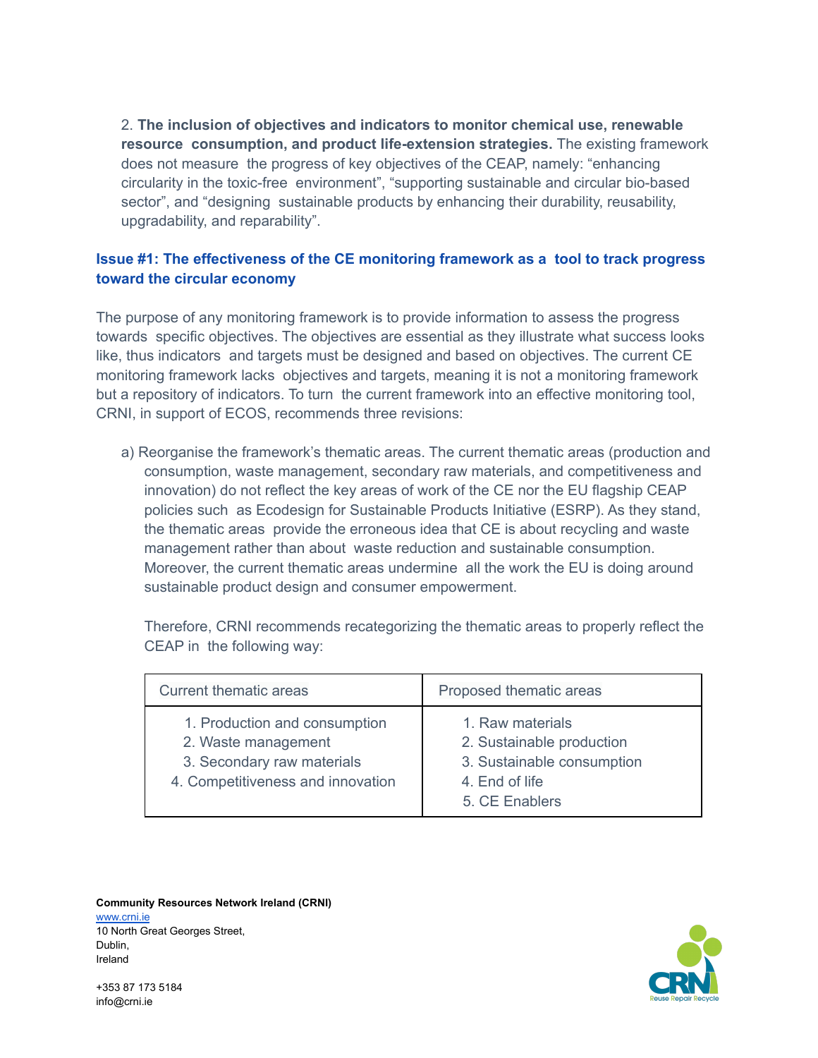2. **The inclusion of objectives and indicators to monitor chemical use, renewable resource consumption, and product life-extension strategies.** The existing framework does not measure the progress of key objectives of the CEAP, namely: "enhancing circularity in the toxic-free environment", "supporting sustainable and circular bio-based sector", and "designing sustainable products by enhancing their durability, reusability, upgradability, and reparability".

## Issue #1: The effectiveness of the CE monitoring framework as a tool to track progress toward the circular economy

The purpose of any monitoring framework is to provide information to assess the progress towards specific objectives. The objectives are essential as they illustrate what success looks like, thus indicators and targets must be designed and based on objectives. The current CE monitoring framework lacks objectives and targets, meaning it is not a monitoring framework but a repository of indicators. To turn the current framework into an effective monitoring tool, CRNI, in support of ECOS, recommends three revisions:

a) Reorganise the framework's thematic areas. The current thematic areas (production and consumption, waste management, secondary raw materials, and competitiveness and innovation) do not reflect the key areas of work of the CE nor the EU flagship CEAP policies such as Ecodesign for Sustainable Products Initiative (ESRP). As they stand, the thematic areas provide the erroneous idea that CE is about recycling and waste management rather than about waste reduction and sustainable consumption. Moreover, the current thematic areas undermine all the work the EU is doing around sustainable product design and consumer empowerment.

Therefore, CRNI recommends recategorizing the thematic areas to properly reflect the CEAP in the following way:

| Current thematic areas | Proposed thematic areas |
|---|---|
| 1. Production and consumption<br>2. Waste management<br>3. Secondary raw materials<br>4. Competitiveness and innovation | 1. Raw materials<br>2. Sustainable production<br>3. Sustainable consumption<br>4. End of life<br>5. CE Enablers |

**Community Resources Network Ireland (CRNI)**
www.crni.ie
10 North Great Georges Street,
Dublin,
Ireland

+353 87 173 5184
info@crni.ie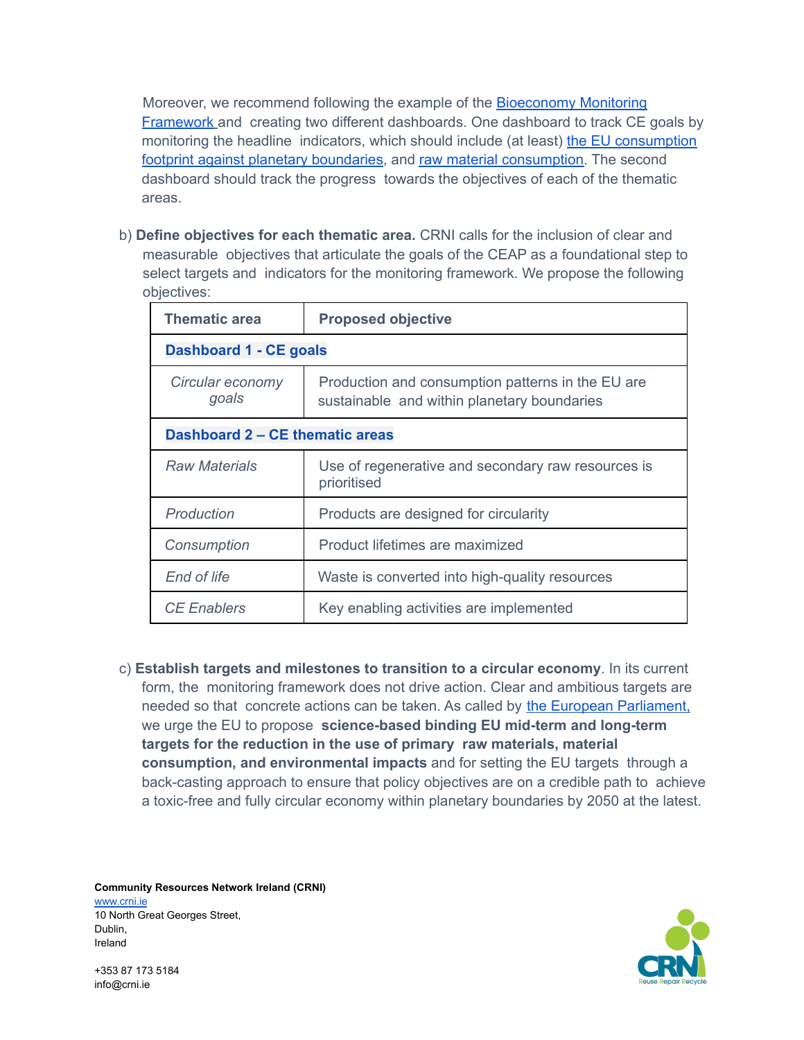Moreover, we recommend following the example of the Bioeconomy Monitoring Framework and creating two different dashboards. One dashboard to track CE goals by monitoring the headline indicators, which should include (at least) the EU consumption footprint against planetary boundaries, and raw material consumption. The second dashboard should track the progress towards the objectives of each of the thematic areas.

b) **Define objectives for each thematic area.** CRNI calls for the inclusion of clear and measurable objectives that articulate the goals of the CEAP as a foundational step to select targets and indicators for the monitoring framework. We propose the following objectives:

| Thematic area | Proposed objective |
|---|---|
| **Dashboard 1 - CE goals** | |
| *Circular economy goals* | Production and consumption patterns in the EU are sustainable and within planetary boundaries |
| **Dashboard 2 – CE thematic areas** | |
| *Raw Materials* | Use of regenerative and secondary raw resources is prioritised |
| *Production* | Products are designed for circularity |
| *Consumption* | Product lifetimes are maximized |
| *End of life* | Waste is converted into high-quality resources |
| *CE Enablers* | Key enabling activities are implemented |

c) **Establish targets and milestones to transition to a circular economy**. In its current form, the monitoring framework does not drive action. Clear and ambitious targets are needed so that concrete actions can be taken. As called by the European Parliament, we urge the EU to propose **science-based binding EU mid-term and long-term targets for the reduction in the use of primary raw materials, material consumption, and environmental impacts** and for setting the EU targets through a back-casting approach to ensure that policy objectives are on a credible path to achieve a toxic-free and fully circular economy within planetary boundaries by 2050 at the latest.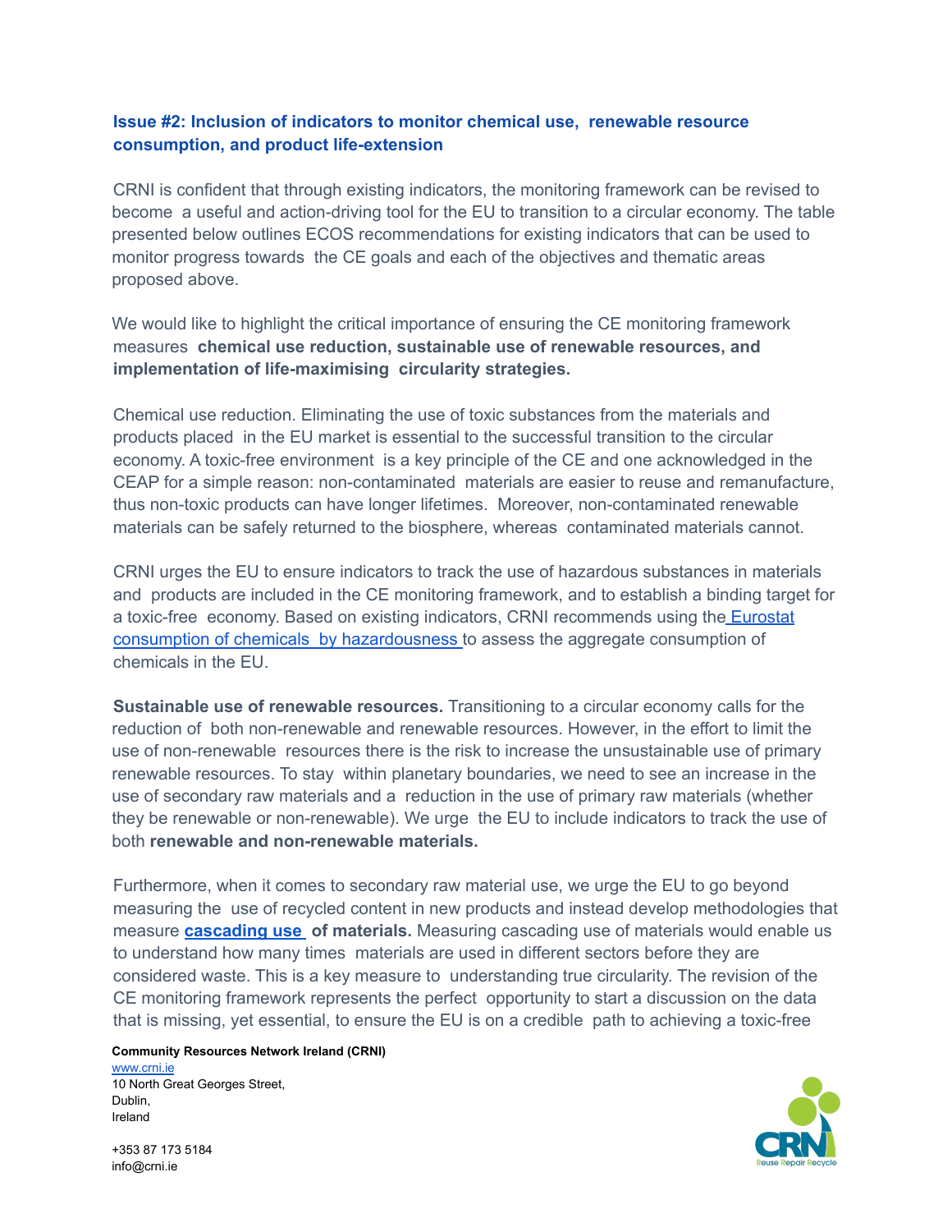### Issue #2: Inclusion of indicators to monitor chemical use, renewable resource consumption, and product life-extension

CRNI is confident that through existing indicators, the monitoring framework can be revised to become a useful and action-driving tool for the EU to transition to a circular economy. The table presented below outlines ECOS recommendations for existing indicators that can be used to monitor progress towards the CE goals and each of the objectives and thematic areas proposed above.

We would like to highlight the critical importance of ensuring the CE monitoring framework measures **chemical use reduction, sustainable use of renewable resources, and implementation of life-maximising circularity strategies.**

Chemical use reduction. Eliminating the use of toxic substances from the materials and products placed in the EU market is essential to the successful transition to the circular economy. A toxic-free environment is a key principle of the CE and one acknowledged in the CEAP for a simple reason: non-contaminated materials are easier to reuse and remanufacture, thus non-toxic products can have longer lifetimes. Moreover, non-contaminated renewable materials can be safely returned to the biosphere, whereas contaminated materials cannot.

CRNI urges the EU to ensure indicators to track the use of hazardous substances in materials and products are included in the CE monitoring framework, and to establish a binding target for a toxic-free economy. Based on existing indicators, CRNI recommends using the Eurostat consumption of chemicals by hazardousness to assess the aggregate consumption of chemicals in the EU.

**Sustainable use of renewable resources.** Transitioning to a circular economy calls for the reduction of both non-renewable and renewable resources. However, in the effort to limit the use of non-renewable resources there is the risk to increase the unsustainable use of primary renewable resources. To stay within planetary boundaries, we need to see an increase in the use of secondary raw materials and a reduction in the use of primary raw materials (whether they be renewable or non-renewable). We urge the EU to include indicators to track the use of both **renewable and non-renewable materials.**

Furthermore, when it comes to secondary raw material use, we urge the EU to go beyond measuring the use of recycled content in new products and instead develop methodologies that measure **cascading use of materials.** Measuring cascading use of materials would enable us to understand how many times materials are used in different sectors before they are considered waste. This is a key measure to understanding true circularity. The revision of the CE monitoring framework represents the perfect opportunity to start a discussion on the data that is missing, yet essential, to ensure the EU is on a credible path to achieving a toxic-free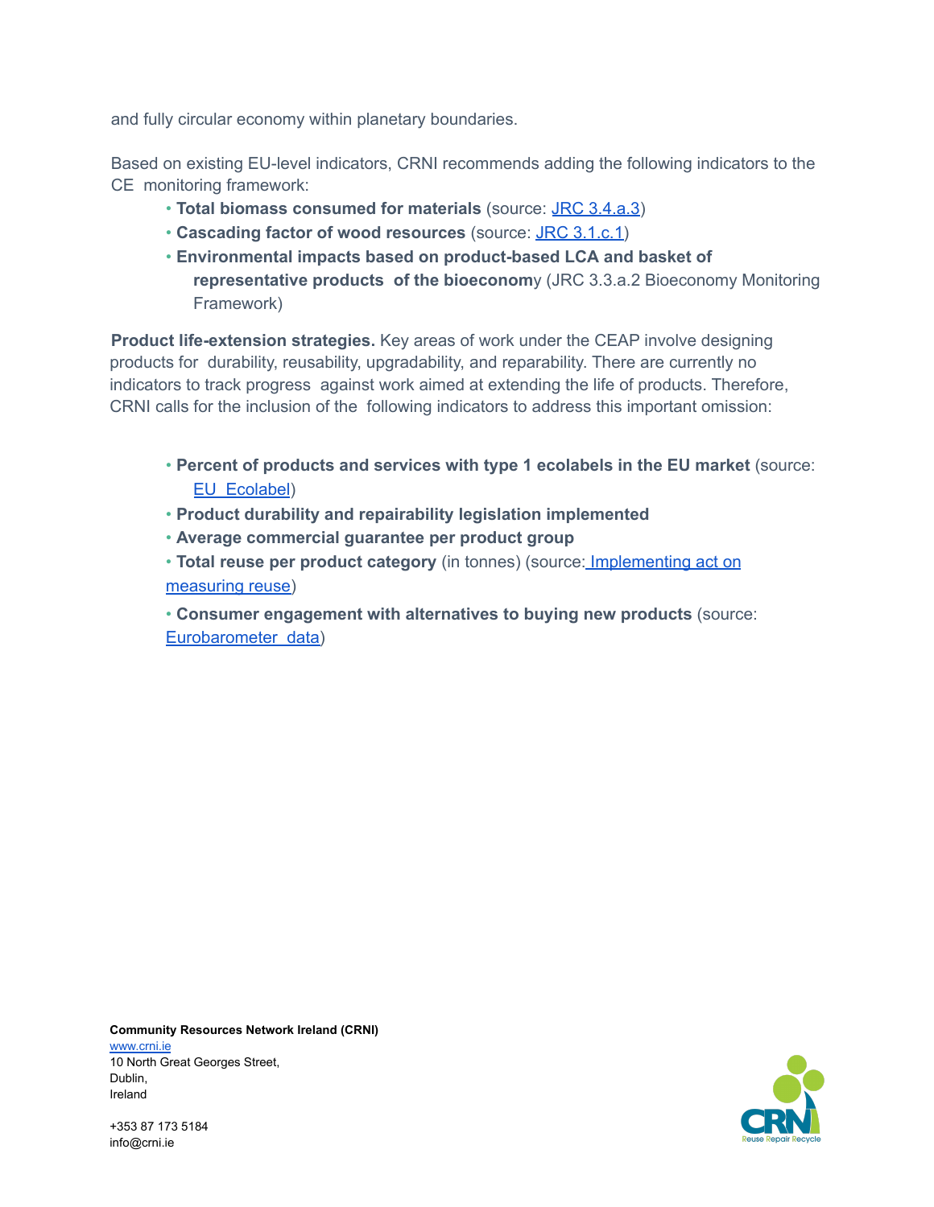and fully circular economy within planetary boundaries.

Based on existing EU-level indicators, CRNI recommends adding the following indicators to the CE monitoring framework:

- **Total biomass consumed for materials** (source: JRC 3.4.a.3)
- **Cascading factor of wood resources** (source: JRC 3.1.c.1)
- **Environmental impacts based on product-based LCA and basket of representative products of the bioeconom**y (JRC 3.3.a.2 Bioeconomy Monitoring Framework)

**Product life-extension strategies.** Key areas of work under the CEAP involve designing products for durability, reusability, upgradability, and reparability. There are currently no indicators to track progress against work aimed at extending the life of products. Therefore, CRNI calls for the inclusion of the following indicators to address this important omission:

- **Percent of products and services with type 1 ecolabels in the EU market** (source: EU Ecolabel)
- **Product durability and repairability legislation implemented**
- **Average commercial guarantee per product group**
- **Total reuse per product category** (in tonnes) (source: Implementing act on measuring reuse)
- **Consumer engagement with alternatives to buying new products** (source: Eurobarometer data)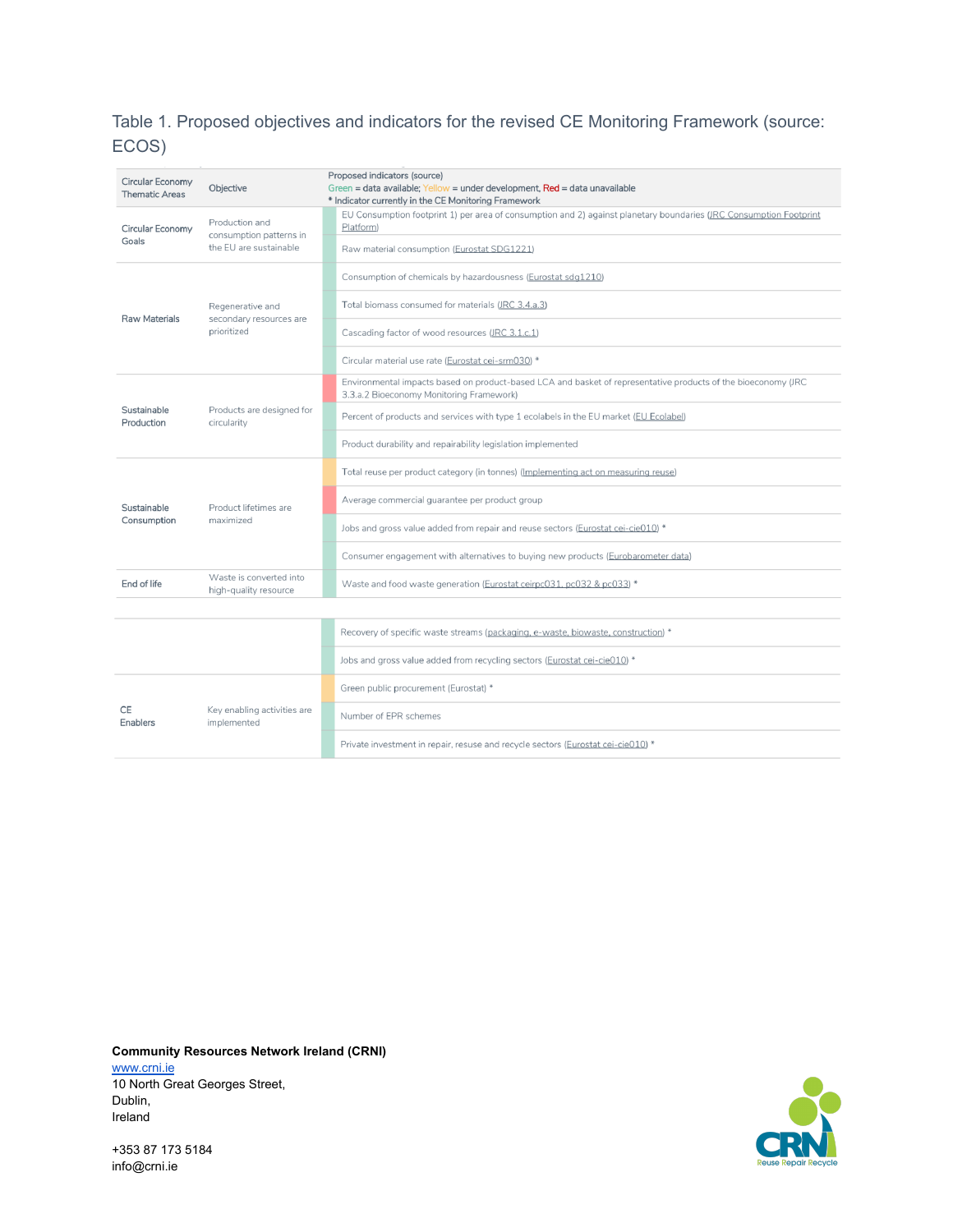Table 1. Proposed objectives and indicators for the revised CE Monitoring Framework (source: ECOS)

| Circular Economy Thematic Areas | Objective | | Proposed indicators (source)<br>Green = data available; Yellow = under development, Red = data unavailable<br>* Indicator currently in the CE Monitoring Framework |
|---|---|---|---|
| Circular Economy Goals | Production and consumption patterns in the EU are sustainable | Green | EU Consumption footprint 1) per area of consumption and 2) against planetary boundaries (JRC Consumption Footprint Platform) |
| | | Green | Raw material consumption (Eurostat SDG1221) |
| Raw Materials | Regenerative and secondary resources are prioritized | Green | Consumption of chemicals by hazardousness (Eurostat sdg1210) |
| | | Green | Total biomass consumed for materials (JRC 3.4.a.3) |
| | | Green | Cascading factor of wood resources (JRC 3.1.c.1) |
| | | Green | Circular material use rate (Eurostat cei-srm030) * |
| Sustainable Production | Products are designed for circularity | Red | Environmental impacts based on product-based LCA and basket of representative products of the bioeconomy (JRC 3.3.a.2 Bioeconomy Monitoring Framework) |
| | | Green | Percent of products and services with type 1 ecolabels in the EU market (EU Ecolabel) |
| | | Green | Product durability and repairability legislation implemented |
| Sustainable Consumption | Product lifetimes are maximized | Yellow | Total reuse per product category (in tonnes) (Implementing act on measuring reuse) |
| | | Red | Average commercial guarantee per product group |
| | | Green | Jobs and gross value added from repair and reuse sectors (Eurostat cei-cie010) * |
| | | Green | Consumer engagement with alternatives to buying new products (Eurobarometer data) |
| End of life | Waste is converted into high-quality resource | Green | Waste and food waste generation (Eurostat ceirpc031, pc032 & pc033) * |
| | | Green | Recovery of specific waste streams (packaging, e-waste, biowaste, construction) * |
| | | Green | Jobs and gross value added from recycling sectors (Eurostat cei-cie010) * |
| CE Enablers | Key enabling activities are implemented | Yellow | Green public procurement (Eurostat) * |
| | | Green | Number of EPR schemes |
| | | Green | Private investment in repair, resuse and recycle sectors (Eurostat cei-cie010) * |

**Community Resources Network Ireland (CRNI)**
www.crni.ie
10 North Great Georges Street,
Dublin,
Ireland

+353 87 173 5184
info@crni.ie